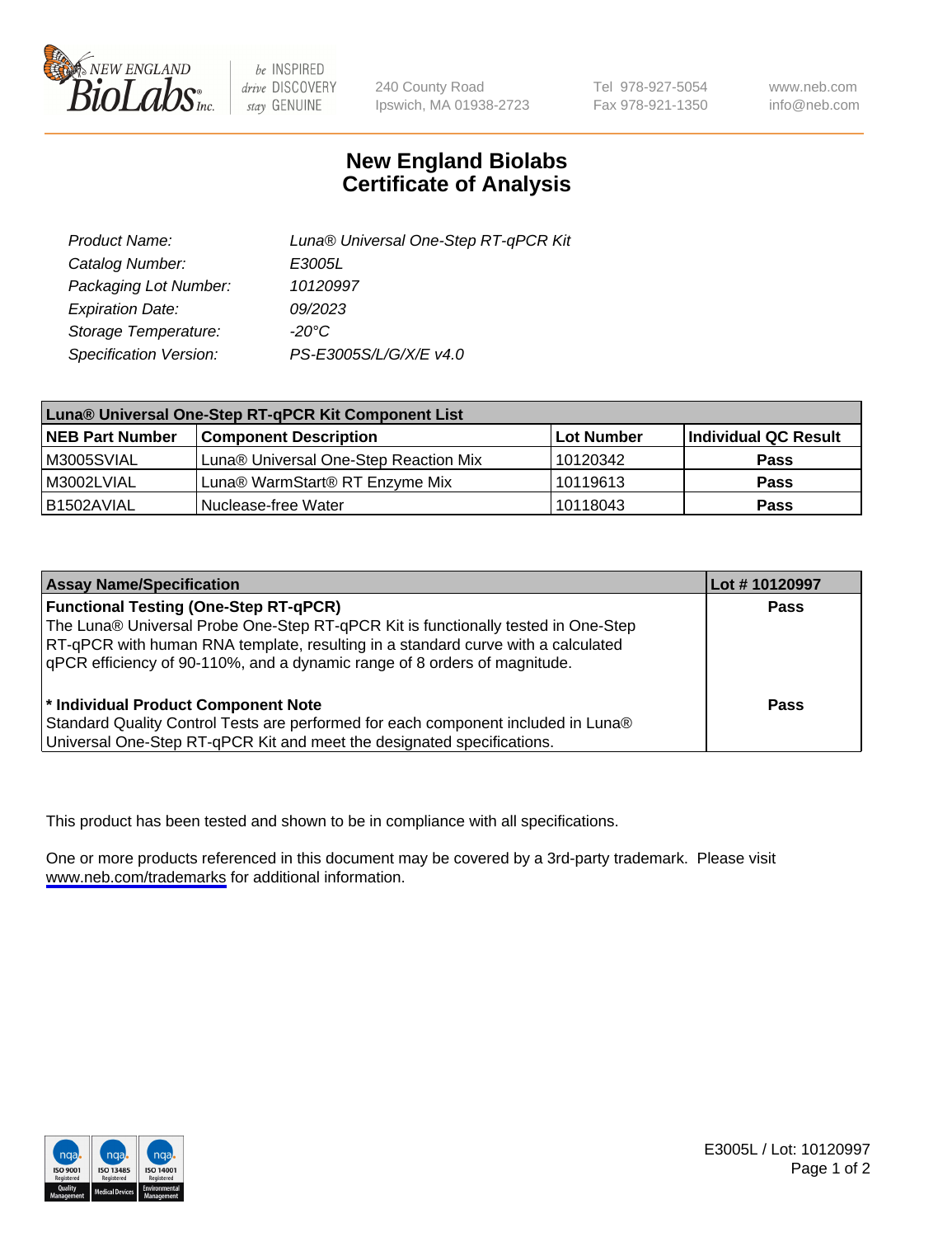# New England Biolabs Certificate of Analysis

| | |
|---|---|
| *Product Name:* | *Luna® Universal One-Step RT-qPCR Kit* |
| *Catalog Number:* | *E3005L* |
| *Packaging Lot Number:* | *10120997* |
| *Expiration Date:* | *09/2023* |
| *Storage Temperature:* | *-20°C* |
| *Specification Version:* | *PS-E3005S/L/G/X/E v4.0* |

| Luna® Universal One-Step RT-qPCR Kit Component List | | | |
|---|---|---|---|
| **NEB Part Number** | **Component Description** | **Lot Number** | **Individual QC Result** |
| M3005SVIAL | Luna® Universal One-Step Reaction Mix | 10120342 | **Pass** |
| M3002LVIAL | Luna® WarmStart® RT Enzyme Mix | 10119613 | **Pass** |
| B1502AVIAL | Nuclease-free Water | 10118043 | **Pass** |

| Assay Name/Specification | Lot # 10120997 |
|---|---|
| **Functional Testing (One-Step RT-qPCR)** The Luna® Universal Probe One-Step RT-qPCR Kit is functionally tested in One-Step RT-qPCR with human RNA template, resulting in a standard curve with a calculated qPCR efficiency of 90-110%, and a dynamic range of 8 orders of magnitude. | **Pass** |
| **\* Individual Product Component Note** Standard Quality Control Tests are performed for each component included in Luna® Universal One-Step RT-qPCR Kit and meet the designated specifications. | **Pass** |

This product has been tested and shown to be in compliance with all specifications.

One or more products referenced in this document may be covered by a 3rd-party trademark. Please visit www.neb.com/trademarks for additional information.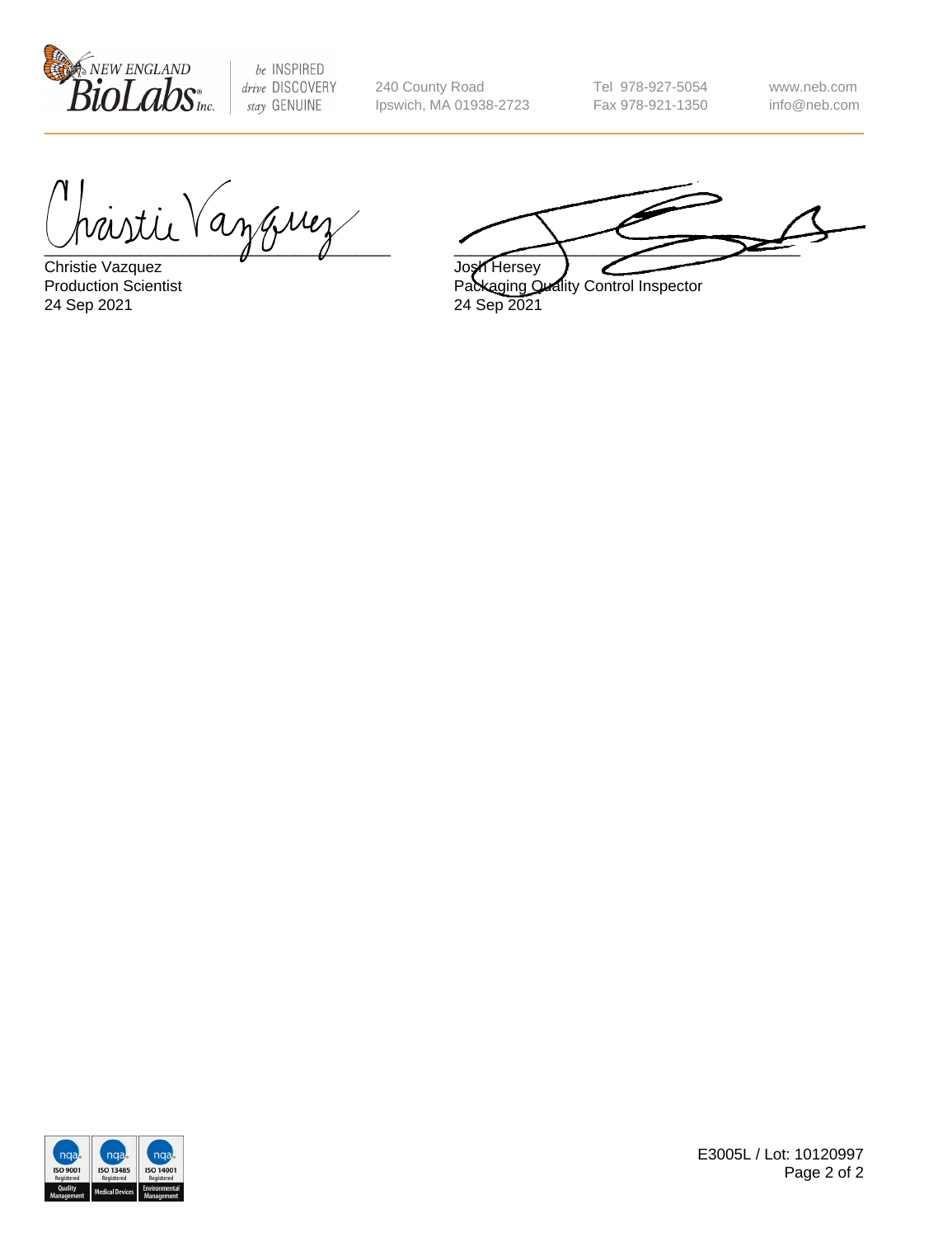Christie Vazquez
Production Scientist
24 Sep 2021

Josh Hersey
Packaging Quality Control Inspector
24 Sep 2021

E3005L / Lot: 10120997